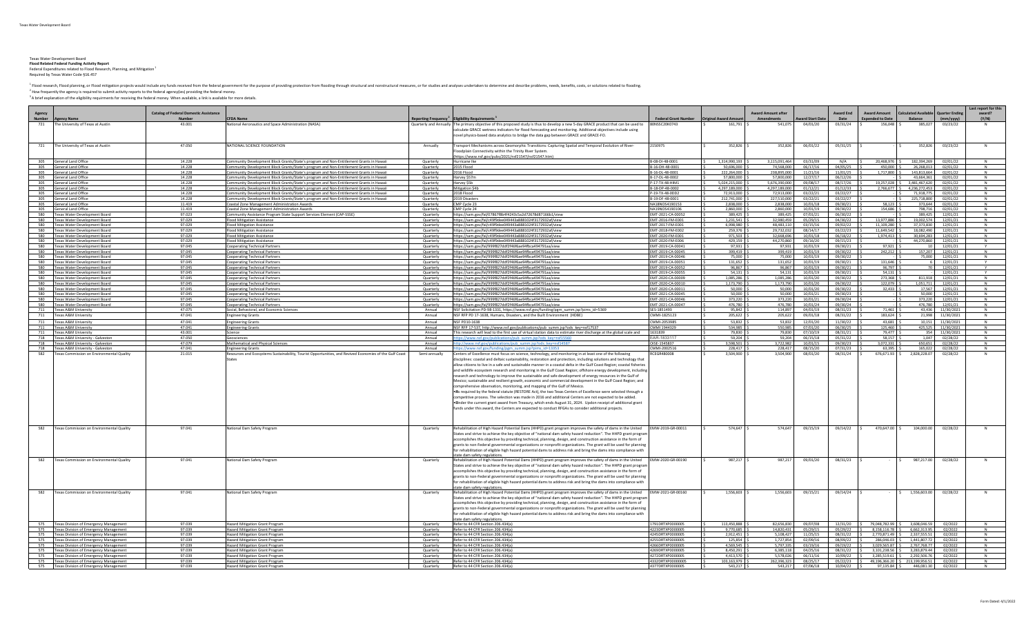Texas Water Development Board
**Flood Related Federal Funding Activity Report**
Federal Expenditures related to Flood Research, Planning, and Mitigation [1]
Required by Texas Water Code §16.457

[1] Flood research, Flood planning, or Flood mitigation projects would include any funds received from the federal government for the purpose of providing protection from flooding through structural and nonstructural measures, or for studies and analyses undertaken to determine and describe problems, needs, benefits, costs, or solutions related to flooding.
[2] How frequently the agency is required to submit activity reports to the federal agency(ies) providing the federal money.
[3] A brief explanation of the eligibility requirements for receiving the federal money. When available, a link is available for more details.

| Agency Number | Agency Name | Catalog of Federal Domestic Assistance Number | CFDA Name | Reporting Frequency [2] | Eligibility Requirements [3] | Federal Grant Number | Original Award Amount | Award Amount after Amendments | Award Start Date | Award End Date | Award Amount Expended to Date | Calculated Available Balance | Quarter Ending (mm/yyyy) | Last report for this award? (Y/N) |
|---|---|---|---|---|---|---|---|---|---|---|---|---|---|---|
| 721 | The University of Texas at Austin | 43.001 | National Aeronautics and Space Administration (NASA) | Quarterly and Annually | The primary objective of this proposed study is thus to develop a new 5-day GRACE product that can be used to calculate GRACE wetness indicators for flood forecasting and monitoring. Additional objectives include using novel physics-based data analytics to bridge the data gap between GRACE and GRACE-FO. | 80NSSC20K0743 | $ 161,791 | $ 541,075 | 04/01/20 | 03/31/24 | $ 156,048 | $ 385,027 | 03/23/22 | N |
| 721 | The University of Texas at Austin | 47.050 | NATIONAL SCIENCE FOUNDATION | Annually | Transport Mechanisms across Geomorphic Transitions: Capturing Spatial and Temporal Evolution of River-Floodplain Connectivity within the Trinity River System. (https://www.nsf.gov/pubs/2021/nsf21547/nsf21547.htm) | 2150975 | $ 352,826 | $ 352,826 | 06/01/22 | 05/31/25 | $ - | $ 352,826 | 03/23/22 | N |
| 305 | General Land Office | 14.228 | Community Development Block Grants/State's program and Non-Entitlement Grants in Hawaii | Quarterly | Hurricane Ike | B-08-DI-48-0001 | $ 1,314,990,193 | $ 3,115,091,464 | 03/31/09 | N/A | $ 20,468,976 | $ 182,394,269 | 02/01/22 | N |
| 305 | General Land Office | 14.228 | Community Development Block Grants/State's program and Non-Entitlement Grants in Hawaii | Quarterly | 2015 Flood | B-16-DH-48-0001 | $ 50,696,000 | $ 74,568,000 | 06/17/16 | 04/05/25 | $ 450,000 | $ 26,268,013 | 02/01/22 | N |
| 305 | General Land Office | 14.228 | Community Development Block Grants/State's program and Non-Entitlement Grants in Hawaii | Quarterly | 2016 Flood | B-16-DL-48-0001 | $ 222,264,000 | $ 238,895,000 | 11/21/16 | 11/01/25 | $ 1,717,800 | $ 143,813,664 | 02/01/22 | N |
| 305 | General Land Office | 14.228 | Community Development Block Grants/State's program and Non-Entitlement Grants in Hawaii | Quarterly | Harvey $57m | B-17-DL-48-0002 | $ 57,800,000 | $ 57,800,000 | 12/27/17 | 06/12/26 | $ - | $ 43,664,361 | 02/01/22 | N |
| 305 | General Land Office | 14.228 | Community Development Block Grants/State's program and Non-Entitlement Grants in Hawaii | Quarterly | Harvey $5b | P-17-TX-48-HIM1 | $ 5,024,215,000 | $ 5,676,390,000 | 09/08/17 | 08/17/26 | $ 19,257,028 | $ 3,481,467,620 | 02/01/22 | N |
| 305 | General Land Office | 14.228 | Community Development Block Grants/State's program and Non-Entitlement Grants in Hawaii | Quarterly | Mitigation $4b | B-18-DP-48-0002 | $ 4,297,189,000 | $ 4,297,189,000 | 01/12/21 | 01/12/33 | $ 2,766,677 | $ 4,236,272,453 | 02/01/22 | N |
| 305 | General Land Office | 14.228 | Community Development Block Grants/State's program and Non-Entitlement Grants in Hawaii | Quarterly | 2018 Flood | P-19-TX-48-0002 | $ 72,913,000 | $ 72,913,000 | 03/22/21 | 03/22/27 | $ - | $ 71,918,775 | 02/01/22 | N |
| 305 | General Land Office | 14.228 | Community Development Block Grants/State's program and Non-Entitlement Grants in Hawaii | Quarterly | 2019 Disasters | B-19-DF-48-0001 | $ 212,741,000 | $ 227,510,000 | 03/22/21 | 03/22/27 | $ - | $ 225,718,800 | 02/01/22 | N |
| 305 | General Land Office | 11.419 | Coastal Zone Management Administration Awards | Quarterly | CMP Cycle 23 | NA18NOS4190153 | $ 2,838,000 | $ 2,838,000 | 10/01/18 | 09/30/21 | $ 58,123 | $ 373,644 | 02/01/22 | N |
| 305 | General Land Office | 11.419 | Coastal Zone Management Administration Awards | Quarterly | CMP Cycle 24 | NA19NOS4190106 | $ 2,860,000 | $ 2,860,000 | 10/01/19 | 09/30/22 | $ 354,686 | $ 798,716 | 02/01/22 | N |
| 580 | Texas Water Development Board | 97.023 | Community Assistance Program State Support Services Element (CAP-SSSE) | Quarterly | https://sam.gov/fal/078678b4f4243c5a2d72678dd7166b1/view | EMT-2021-CA-00052 | $ 389,425 | $ 389,425 | 07/01/21 | 06/30/22 | $ - | $ 389,425 | 12/01/21 | N |
| 580 | Texas Water Development Board | 97.029 | Flood Mitigation Assistance | Quarterly | https://sam.gov/fal/c49f9dee049443a888102f31729324f/view | EMT-2016-FM-E001 | $ 1,231,541 | $ 32,980,459 | 05/29/15 | 04/30/22 | $ 13,977,886 | $ 19,002,574 | 12/01/21 | N |
| 580 | Texas Water Development Board | 97.029 | Flood Mitigation Assistance | Quarterly | https://sam.gov/fal/c49f9dee049443a888102f31729324f/view | EMT-2017-FM-E001 | $ 6,998,980 | $ 48,483,110 | 03/15/16 | 09/02/22 | $ 11,109,280 | $ 37,373,830 | 12/01/21 | N |
| 580 | Texas Water Development Board | 97.029 | Flood Mitigation Assistance | Quarterly | https://sam.gov/fal/c49f9dee049443a888102f31729324f/view | EMT-2018-FM-E002 | $ 259,376 | $ 29,732,032 | 08/14/17 | 03/22/23 | $ 15,649,542 | $ 14,082,490 | 12/01/21 | N |
| 580 | Texas Water Development Board | 97.029 | Flood Mitigation Assistance | Quarterly | https://sam.gov/fal/c49f9dee049443a888102f31729324f/view | EMT-2020-FM-E001 | $ 971,503 | $ 32,668,696 | 10/01/18 | 06/18/22 | $ 1,974,413 | $ 30,694,283 | 12/01/21 | N |
| 580 | Texas Water Development Board | 97.029 | Flood Mitigation Assistance | Quarterly | https://sam.gov/fal/c49f9dee049443a888102f31729324f/view | EMT-2020-FM-E006 | $ 429,159 | $ 44,270,860 | 09/16/20 | 09/15/23 | $ - | $ 44,270,860 | 12/01/21 | N |
| 580 | Texas Water Development Board | 97.045 | Cooperating Technical Partners | Quarterly | https://sam.gov/fal/999f827ddf2f46f6ae94fbca494791aa/view | EMT-2019-CA-00041 | $ 97,931 | $ 97,931 | 10/01/19 | 09/30/21 | $ 97,921 | $ 10 | 12/01/21 | Y |
| 580 | Texas Water Development Board | 97.045 | Cooperating Technical Partners | Quarterly | https://sam.gov/fal/999f827ddf2f46f6ae94fbca494791aa/view | EMT-2019-CA-00045 | $ 399,419 | $ 399,419 | 10/01/19 | 09/30/21 | $ 242,212 | $ 157,207 | 12/01/21 | N |
| 580 | Texas Water Development Board | 97.045 | Cooperating Technical Partners | Quarterly | https://sam.gov/fal/999f827ddf2f46f6ae94fbca494791aa/view | EMT-2019-CA-00046 | $ 75,000 | $ 75,000 | 10/01/19 | 09/30/22 | $ - | $ 75,000 | 12/01/21 | N |
| 580 | Texas Water Development Board | 97.045 | Cooperating Technical Partners | Quarterly | https://sam.gov/fal/999f827ddf2f46f6ae94fbca494791aa/view | EMT-2019-CA-00051 | $ 131,652 | $ 131,652 | 10/01/19 | 09/30/21 | $ 131,646 | $ 6 | 12/01/21 | Y |
| 580 | Texas Water Development Board | 97.045 | Cooperating Technical Partners | Quarterly | https://sam.gov/fal/999f827ddf2f46f6ae94fbca494791aa/view | EMT-2019-CA-00052 | $ 96,867 | $ 96,867 | 10/01/19 | 09/30/21 | $ 96,797 | $ 70 | 12/01/21 | Y |
| 580 | Texas Water Development Board | 97.045 | Cooperating Technical Partners | Quarterly | https://sam.gov/fal/999f827ddf2f46f6ae94fbca494791aa/view | EMT-2019-CA-00055 | $ 54,131 | $ 54,131 | 10/01/19 | 09/30/21 | $ 54,131 | $ - | 12/01/21 | Y |
| 580 | Texas Water Development Board | 97.045 | Cooperating Technical Partners | Quarterly | https://sam.gov/fal/999f827ddf2f46f6ae94fbca494791aa/view | EMT-2020-CA-00009 | $ 1,085,286 | $ 1,085,286 | 10/01/20 | 09/30/22 | $ 273,368 | $ 811,918 | 12/01/21 | N |
| 580 | Texas Water Development Board | 97.045 | Cooperating Technical Partners | Quarterly | https://sam.gov/fal/999f827ddf2f46f6ae94fbca494791aa/view | EMT-2020-CA-00010 | $ 1,173,790 | $ 1,173,790 | 10/01/20 | 09/30/22 | $ 122,079 | $ 1,051,711 | 12/01/21 | N |
| 580 | Texas Water Development Board | 97.045 | Cooperating Technical Partners | Quarterly | https://sam.gov/fal/999f827ddf2f46f6ae94fbca494791aa/view | EMT-2020-CA-00011 | $ 50,000 | $ 50,000 | 10/01/20 | 09/30/22 | $ 32,433 | $ 17,567 | 12/01/21 | N |
| 580 | Texas Water Development Board | 97.045 | Cooperating Technical Partners | Quarterly | https://sam.gov/fal/999f827ddf2f46f6ae94fbca494791aa/view | EMT-2021-CA-00045 | $ 50,000 | $ 50,000 | 10/01/21 | 09/30/23 | $ - | $ 50,000 | 12/01/21 | N |
| 580 | Texas Water Development Board | 97.045 | Cooperating Technical Partners | Quarterly | https://sam.gov/fal/999f827ddf2f46f6ae94fbca494791aa/view | EMT-2021-CA-00046 | $ 373,220 | $ 373,220 | 10/01/21 | 09/30/24 | $ - | $ 373,220 | 12/01/21 | N |
| 580 | Texas Water Development Board | 97.045 | Cooperating Technical Partners | Quarterly | https://sam.gov/fal/999f827ddf2f46f6ae94fbca494791aa/view | EMT-2021-CA-00047 | $ 476,780 | $ 476,780 | 10/01/21 | 09/30/24 | $ - | $ 476,780 | 12/01/21 | N |
| 711 | Texas A&M University | 47.075 | Social, Behavioral, and Economic Sciences | Annual | NSF Solicitation PD-98-1331, https://www.nsf.gov/funding/pgm_summ.jsp?pims_id=5369 | SES-1851493 | $ 95,842 | $ 114,897 | 04/01/19 | 08/31/23 | $ 71,461 | $ 43,436 | 11/30/2021 | N |
| 711 | Texas A&M University | 47.041 | Engineering Grants | Annual | NSF RFP PD-17-1638, humans, Disasters, and the Built Environment (HDBE) | CMMI-1825123 | $ 205,622 | $ 205,622 | 09/01/18 | 08/31/22 | $ 183,624 | $ 21,998 | 11/30/2021 | N |
| 711 | Texas A&M University | 47.041 | Engineering Grants | Annual | NSF PD10-1638 | CMMI-2053985 | $ 53,832 | $ 53,832 | 12/01/20 | 11/30/22 | $ 43,681 | $ 10,151 | 11/30/2021 | N |
| 711 | Texas A&M University | 47.041 | Engineering Grants | Annual | NSF RFP 17-537, http://www.nsf.gov/publications/pub_summ.jsp?ods_key=nsf17537 | CMMI 1944129 | $ 534,985 | $ 550,985 | 07/01/20 | 06/30/25 | $ 125,460 | $ 425,525 | 11/30/2021 | N |
| 711 | Texas A&M University | 43.001 | Science | Annual | This research will lead to the first use of virtual station data to estimate river discharge at the global scale and | 1631839 | $ 79,830 | $ 79,830 | 07/10/19 | 08/31/21 | $ 79,477 | $ 354 | 11/30/2021 | N |
| 718 | Texas A&M University - Galveston | 47.050 | Geosciences | Annual | https://www.nsf.gov/publications/pub_summ.jsp?ods_key=nsf15560 | EAR-1933117 | $ 59,204 | $ 59,204 | 06/15/18 | 05/31/22 | $ 58,157 | $ 1,047 | 02/28/22 | N |
| 718 | Texas A&M University - Galveston | 47.049 | Mathematical and Physical Sciences | Annual | http://www.nsf.gov/publications/pub_summ.jsp?ods_key=nsf14587 | DISE-1545837 | $ 3,598,501 | $ 3,722,982 | 10/01/15 | 09/30/23 | $ 3,072,331 | $ 650,651 | 02/28/22 | N |
| 718 | Texas A&M University - Galveston | 47.041 | Engineering Grants | Annual | https://www.nsf.gov/funding/pgm_summ.jsp?pims_id=13353 | CMMI-2002516 | $ 228,417 | $ 228,417 | 08/15/20 | 07/31/23 | $ 63,395 | $ 165,022 | 02/28/22 | N |
| 582 | Texas Commission on Environmental Quality | 21.015 | Resources and Ecosystems Sustainability, Tourist Opportunities, and Revived Economies of the Gulf Coast States | Semi-annually | Centers of Excellence must focus on science, technology, and monitoring in at least one of the following disciplines: coastal and deltaic sustainability, restoration and protection, including solutions and technology that allow citizens to live in a safe and sustainable manner in a coastal delta in the Gulf Coast Region; coastal fisheries and wildlife ecosystem research and monitoring in the Gulf Coast Region; offshore energy development, including research and technology to improve the sustainable and safe development of energy resources in the Gulf of Mexico; sustainable and resilient growth, economic and commercial development in the Gulf Coast Region; and comprehensive observation, monitoring, and mapping of the Gulf of Mexico. •As required by the federal statute (RESTORE Act), the two Texas Centers of Excellence were selected through a competitive process. The selection was made in 2016 and additional Centers are not expected to be added. •Under the current grant award from Treasury, which ends August 31, 2024. Updon receipt of additional grant funds under this award, the Centers are expected to conduct RFGAs to consider additional projects. | RCEGR480008 | $ 3,504,900 | $ 3,504,900 | 08/01/20 | 08/31/24 | $ 676,671.93 | $ 2,828,228.07 | 02/28/22 | N |
| 582 | Texas Commission on Environmental Quality | 97.041 | National Dam Safety Program | Quarterly | Rehabilitation of High Hazard Potential Dams (HHPD) grant program improves the safety of dams in the United States and strive to achieve the key objective of "national dam safety hazard reduction". The HHPD grant program accomplishes this objective by providing technical, planning, design, and construction assistance in the form of grants to non-Federal governmental organizations or nonprofit organizations. The grant will be used for planning for rehabilitation of eligible high hazard potential dams to address risk and bring the dams into compliance with state dam safety regulations. | EMW-2019-GR-00011 | $ 574,647 | $ 574,647 | 09/15/19 | 09/14/22 | $ 470,647.00 | $ 104,000.00 | 02/28/22 | N |
| 582 | Texas Commission on Environmental Quality | 97.041 | National Dam Safety Program | Quarterly | Rehabilitation of High Hazard Potential Dams (HHPD) grant program improves the safety of dams in the United States and strive to achieve the key objective of "national dam safety hazard reduction". The HHPD grant program accomplishes this objective by providing technical, planning, design, and construction assistance in the form of grants to non-Federal governmental organizations or nonprofit organizations. The grant will be used for planning for rehabilitation of eligible high hazard potential dams to address risk and bring the dams into compliance with state dam safety regulations. | EMW-2020-GR-00190 | $ 987,217 | $ 987,217 | 09/01/20 | 08/31/23 | $ - | $ 987,217.00 | 02/28/22 | N |
| 582 | Texas Commission on Environmental Quality | 97.041 | National Dam Safety Program | Quarterly | Rehabilitation of High Hazard Potential Dams (HHPD) grant program improves the safety of dams in the United States and strive to achieve the key objective of "national dam safety hazard reduction". The HHPD grant program accomplishes this objective by providing technical, planning, design, and construction assistance in the form of grants to non-Federal governmental organizations or nonprofit organizations. The grant will be used for planning for rehabilitation of eligible high hazard potential dams to address risk and bring the dams into compliance with state dam safety regulations. | EMW-2021-GR-00160 | $ 1,556,603 | $ 1,556,603 | 09/15/21 | 09/14/24 | $ - | $ 1,556,603.00 | 02/28/22 | N |
| 575 | Texas Division of Emergency Management | 97.039 | Hazard Mitigation Grant Program | Quarterly | Refer to 44 CFR Section 206.434(a) | 1791DRTXP0000005 | $ 113,450,888 | $ 82,656,830 | 09/07/08 | 12/31/20 | $ 79,048,782.99 | $ 3,608,046.59 | 02/2022 | N |
| 575 | Texas Division of Emergency Management | 97.039 | Hazard Mitigation Grant Program | Quarterly | Refer to 44 CFR Section 206.434(a) | 4223DRTXP0000005 | $ 9,770,685 | $ 14,820,431 | 05/29/15 | 05/29/22 | $ 8,158,116.78 | $ 6,662,313.95 | 02/2022 | N |
| 575 | Texas Division of Emergency Management | 97.039 | Hazard Mitigation Grant Program | Quarterly | Refer to 44 CFR Section 206.434(a) | 4245DRTXP0000005 | $ 2,912,451 | $ 5,108,427 | 11/25/15 | 08/31/22 | $ 2,770,873.49 | $ 2,337,553.51 | 02/2022 | N |
| 575 | Texas Division of Emergency Management | 97.039 | Hazard Mitigation Grant Program | Quarterly | Refer to 44 CFR Section 206.434(a) | 4255DRTXP0000005 | $ 125,854 | $ 1,727,854 | 02/09/16 | 08/09/22 | $ 286,046.03 | $ 1,441,807.72 | 02/2022 | N |
| 575 | Texas Division of Emergency Management | 97.039 | Hazard Mitigation Grant Program | Quarterly | Refer to 44 CFR Section 206.434(a) | 4266DRTXP0000005 | $ 4,569,545 | $ 5,797,335 | 03/19/16 | 09/19/22 | $ 3,029,565.87 | $ 2,767,768.77 | 02/2022 | N |
| 575 | Texas Division of Emergency Management | 97.039 | Hazard Mitigation Grant Program | Quarterly | Refer to 44 CFR Section 206.434(a) | 4269DRTXP0000005 | $ 8,450,291 | $ 6,385,118 | 04/25/16 | 08/31/22 | $ 3,101,238.56 | $ 3,283,879.44 | 02/2022 | N |
| 575 | Texas Division of Emergency Management | 97.039 | Hazard Mitigation Grant Program | Quarterly | Refer to 44 CFR Section 206.434(a) | 4272DRTXP0000005 | $ 4,413,570 | $ 5,578,026 | 06/11/16 | 10/09/22 | $ 3,285,519.61 | $ 2,292,506.76 | 02/2022 | N |
| 575 | Texas Division of Emergency Management | 97.039 | Hazard Mitigation Grant Program | Quarterly | Refer to 44 CFR Section 206.434(a) | 4332DRTXP0000005 | $ 103,163,979 | $ 262,396,323 | 08/25/17 | 05/22/23 | $ 49,196,366.20 | $ 213,199,956.51 | 02/2022 | N |
| 575 | Texas Division of Emergency Management | 97.039 | Hazard Mitigation Grant Program | Quarterly | Refer to 44 CFR Section 206.434(a) | 4377DRTXP0000005 | $ 543,217 | $ 543,217 | 07/06/18 | 10/04/22 | $ 97,135.84 | $ 446,081.30 | 02/2022 | N |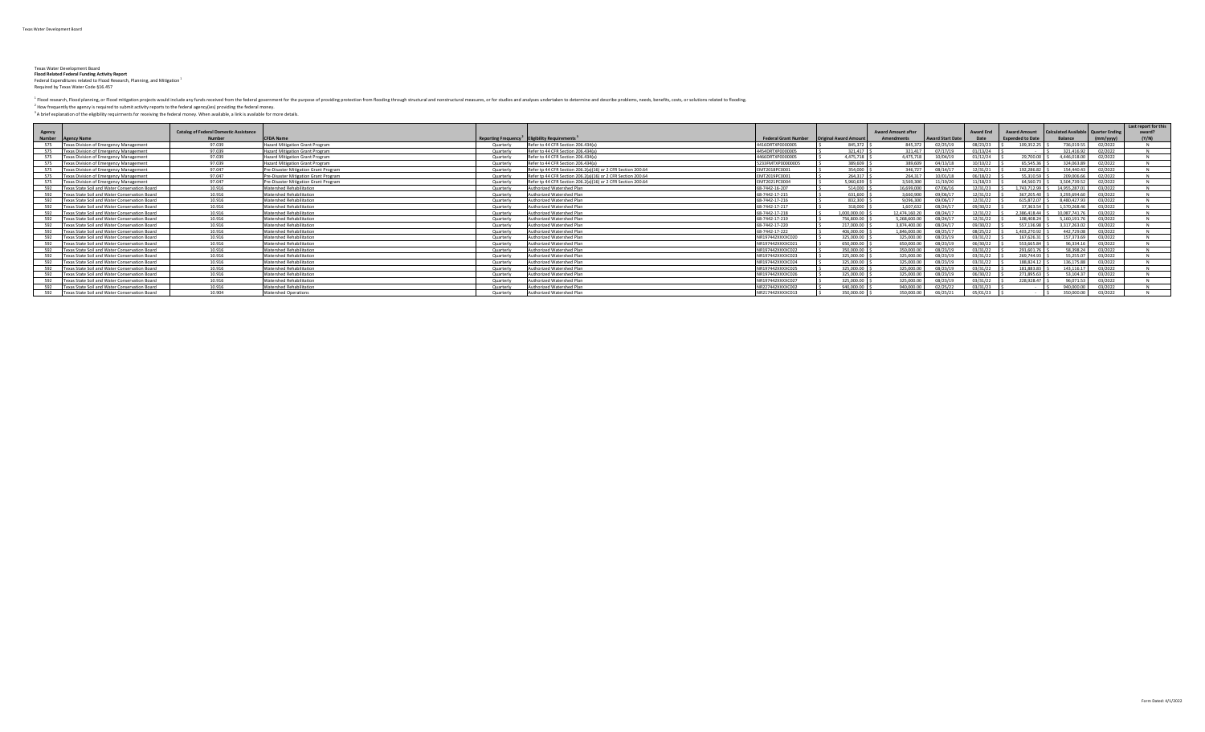Texas Water Development Board
**Flood Related Federal Funding Activity Report**
Federal Expenditures related to Flood Research, Planning, and Mitigation [1]
Required by Texas Water Code §16.457

[1] Flood research, Flood planning, or Flood mitigation projects would include any funds received from the federal government for the purpose of providing protection from flooding through structural and nonstructural measures, or for studies and analyses undertaken to determine and describe problems, needs, benefits, costs, or solutions related to flooding.
[2] How frequently the agency is required to submit activity reports to the federal agency(ies) providing the federal money.
[3] A brief explanation of the eligibility requirements for receiving the federal money. When available, a link is available for more details.

| Agency Number | Agency Name | Catalog of Federal Domestic Assistance Number | CFDA Name | Reporting Frequency [2] | Eligibility Requirements [3] | Federal Grant Number | Original Award Amount | Award Amount after Amendments | Award Start Date | Award End Date | Award Amount Expended to Date | Calculated Available Balance | Quarter Ending (mm/yyyy) | Last report for this award? (Y/N) |
|---|---|---|---|---|---|---|---|---|---|---|---|---|---|---|
| 575 | Texas Division of Emergency Management | 97.039 | Hazard Mitigation Grant Program | Quarterly | Refer to 44 CFR Section 206.434(a) | 4416DRTXP0000005 | $ 845,372 | $ 845,372 | 02/25/19 | 08/23/23 | $ 109,352.25 | $ 736,019.55 | 02/2022 | N |
| 575 | Texas Division of Emergency Management | 97.039 | Hazard Mitigation Grant Program | Quarterly | Refer to 44 CFR Section 206.434(a) | 4454DRTXP0000005 | $ 321,417 | $ 321,417 | 07/17/19 | 01/13/24 | $ - | $ 321,416.92 | 02/2022 | N |
| 575 | Texas Division of Emergency Management | 97.039 | Hazard Mitigation Grant Program | Quarterly | Refer to 44 CFR Section 206.434(a) | 4466DRTXP0000005 | $ 4,475,718 | $ 4,475,718 | 10/04/19 | 01/12/24 | $ 29,700.00 | $ 4,446,018.00 | 02/2022 | N |
| 575 | Texas Division of Emergency Management | 97.039 | Hazard Mitigation Grant Program | Quarterly | Refer to 44 CFR Section 206.434(a) | 5233FMTXP00000005 | $ 389,609 | $ 389,609 | 04/13/18 | 10/10/22 | $ 65,545.36 | $ 324,063.89 | 02/2022 | N |
| 575 | Texas Division of Emergency Management | 97.047 | Pre-Disaster Mitigation Grant Program | Quarterly | Refer to 44 CFR Section 206.2(a)(16) or 2 CFR Section 200.64 | EMT2018PC0001 | $ 354,000 | $ 346,727 | 08/14/17 | 12/31/21 | $ 192,286.82 | $ 154,440.43 | 02/2022 | N |
| 575 | Texas Division of Emergency Management | 97.047 | Pre-Disaster Mitigation Grant Program | Quarterly | Refer to 44 CFR Section 206.2(a)(16) or 2 CFR Section 200.64 | EMT2019PC0001 | $ 264,317 | $ 264,317 | 10/01/18 | 06/18/22 | $ 55,310.59 | $ 209,006.66 | 02/2022 | N |
| 575 | Texas Division of Emergency Management | 97.047 | Pre-Disaster Mitigation Grant Program | Quarterly | Refer to 44 CFR Section 206.2(a)(16) or 2 CFR Section 200.64 | EMT2021PC0004 | $ 5,960,639 | $ 3,569,300 | 11/19/20 | 11/18/23 | $ 64,560.73 | $ 3,504,739.52 | 02/2022 | N |
| 592 | Texas State Soil and Water Conservation Board | 10.916 | Watershed Rehabilitation | Quarterly | Authorized Watershed Plan | 68-7442-16-207 | $ 514,000 | $ 16,699,000 | 07/08/16 | 12/31/23 | $ 1,743,712.99 | $ 14,955,287.01 | 03/2022 | N |
| 592 | Texas State Soil and Water Conservation Board | 10.916 | Watershed Rehabilitation | Quarterly | Authorized Watershed Plan | 68-7442-17-215 | $ 631,600 | $ 3,660,900 | 09/06/17 | 12/31/22 | $ 367,205.40 | $ 3,293,694.60 | 03/2022 | N |
| 592 | Texas State Soil and Water Conservation Board | 10.916 | Watershed Rehabilitation | Quarterly | Authorized Watershed Plan | 68-7442-17-216 | $ 832,300 | $ 9,096,300 | 09/06/17 | 12/31/22 | $ 615,872.07 | $ 8,480,427.93 | 03/2022 | N |
| 592 | Texas State Soil and Water Conservation Board | 10.916 | Watershed Rehabilitation | Quarterly | Authorized Watershed Plan | 68-7442-17-217 | $ 318,000 | $ 1,607,632 | 08/24/17 | 09/30/22 | $ 37,363.54 | $ 1,570,268.46 | 03/2022 | N |
| 592 | Texas State Soil and Water Conservation Board | 10.916 | Watershed Rehabilitation | Quarterly | Authorized Watershed Plan | 68-7442-17-218 | $ 1,000,000.00 | $ 12,474,160.20 | 08/24/17 | 12/31/22 | $ 2,386,418.44 | $ 10,087,741.76 | 03/2022 | N |
| 592 | Texas State Soil and Water Conservation Board | 10.916 | Watershed Rehabilitation | Quarterly | Authorized Watershed Plan | 68-7442-17-219 | $ 756,800.00 | $ 5,268,600.00 | 08/24/17 | 12/31/22 | $ 108,408.24 | $ 5,160,191.76 | 03/2022 | N |
| 592 | Texas State Soil and Water Conservation Board | 10.916 | Watershed Rehabilitation | Quarterly | Authorized Watershed Plan | 68-7442-17-220 | $ 217,000.00 | $ 3,874,400.00 | 08/24/17 | 09/30/22 | $ 557,136.98 | $ 3,317,263.02 | 03/2022 | N |
| 592 | Texas State Soil and Water Conservation Board | 10.916 | Watershed Rehabilitation | Quarterly | Authorized Watershed Plan | 68-7442-17-222 | $ 406,000.00 | $ 1,846,000.00 | 08/25/17 | 08/25/22 | $ 1,403,270.92 | $ 442,729.08 | 03/2022 | N |
| 592 | Texas State Soil and Water Conservation Board | 10.916 | Watershed Rehabilitation | Quarterly | Authorized Watershed Plan | NR197442XXXXC020 | $ 325,000.00 | $ 325,000.00 | 08/23/19 | 03/31/22 | $ 167,626.31 | $ 157,373.69 | 03/2022 | N |
| 592 | Texas State Soil and Water Conservation Board | 10.916 | Watershed Rehabilitation | Quarterly | Authorized Watershed Plan | NR197442XXXXC021 | $ 650,000.00 | $ 650,000.00 | 08/23/19 | 06/30/22 | $ 553,665.84 | $ 96,334.16 | 03/2022 | N |
| 592 | Texas State Soil and Water Conservation Board | 10.916 | Watershed Rehabilitation | Quarterly | Authorized Watershed Plan | NR197442XXXXC022 | $ 350,000.00 | $ 350,000.00 | 08/23/19 | 03/31/22 | $ 291,601.76 | $ 58,398.24 | 03/2022 | N |
| 592 | Texas State Soil and Water Conservation Board | 10.916 | Watershed Rehabilitation | Quarterly | Authorized Watershed Plan | NR197442XXXXC023 | $ 325,000.00 | $ 325,000.00 | 08/23/19 | 03/31/22 | $ 269,744.93 | $ 55,255.07 | 03/2022 | N |
| 592 | Texas State Soil and Water Conservation Board | 10.916 | Watershed Rehabilitation | Quarterly | Authorized Watershed Plan | NR197442XXXXC024 | $ 325,000.00 | $ 325,000.00 | 08/23/19 | 03/31/22 | $ 188,824.12 | $ 136,175.88 | 03/2022 | N |
| 592 | Texas State Soil and Water Conservation Board | 10.916 | Watershed Rehabilitation | Quarterly | Authorized Watershed Plan | NR197442XXXXC025 | $ 325,000.00 | $ 325,000.00 | 08/23/19 | 03/31/22 | $ 181,883.83 | $ 143,116.17 | 03/2022 | N |
| 592 | Texas State Soil and Water Conservation Board | 10.916 | Watershed Rehabilitation | Quarterly | Authorized Watershed Plan | NR197442XXXXC026 | $ 325,000.00 | $ 325,000.00 | 08/23/19 | 06/30/22 | $ 271,895.63 | $ 53,104.37 | 03/2022 | N |
| 592 | Texas State Soil and Water Conservation Board | 10.916 | Watershed Rehabilitation | Quarterly | Authorized Watershed Plan | NR197442XXXXC027 | $ 325,000.00 | $ 325,000.00 | 08/23/19 | 03/31/22 | $ 228,928.47 | $ 96,071.53 | 03/2022 | N |
| 592 | Texas State Soil and Water Conservation Board | 10.916 | Watershed Rehabilitation | Quarterly | Authorized Watershed Plan | NR227442XXXXC002 | $ 940,000.00 | $ 940,000.00 | 02/25/22 | 03/31/23 | $ - | $ 940,000.00 | 03/2022 | N |
| 592 | Texas State Soil and Water Conservation Board | 10.904 | Watershed Operations | Quarterly | Authorized Watershed Plan | NR217442XXXXC033 | $ 350,000.00 | $ 350,000.00 | 06/25/21 | 05/01/23 | $ - | $ 350,000.00 | 03/2022 | N |

Form Dated: 4/1/2022